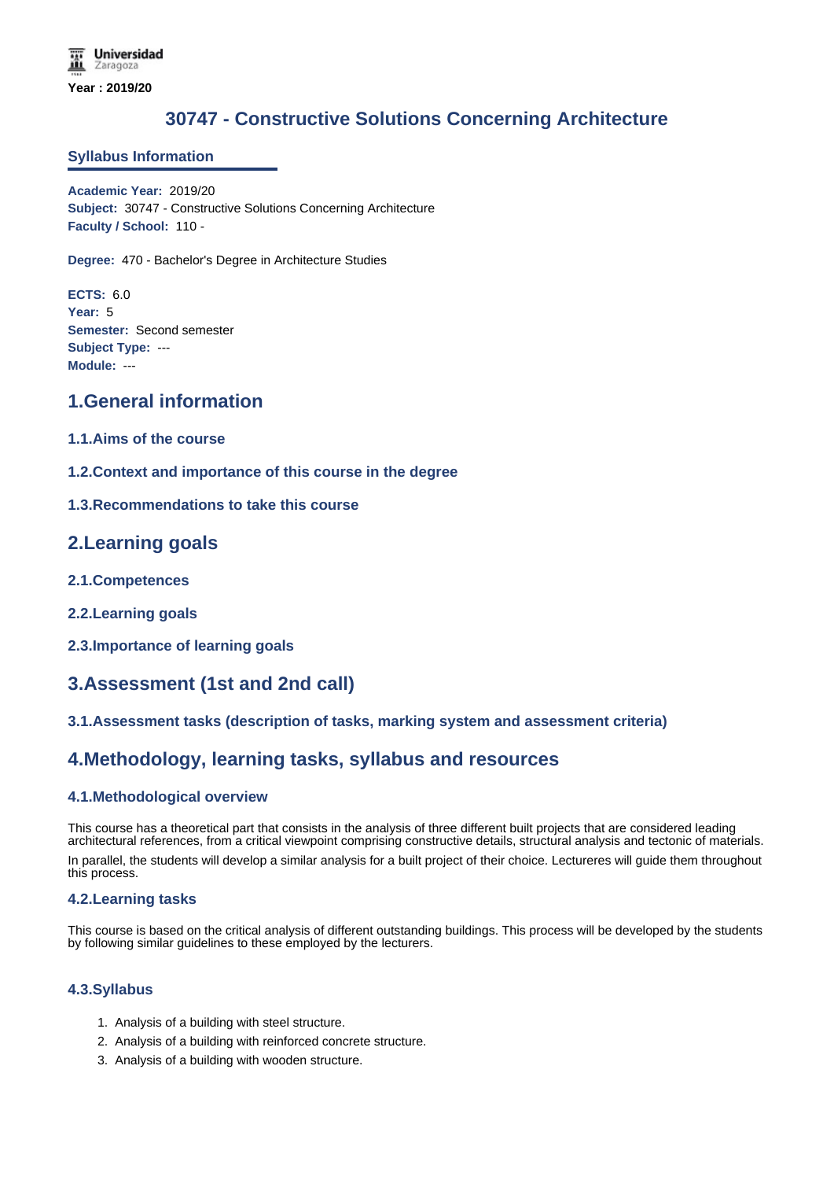Universidad Zaragoza

Year : 2019/20

# 30747 - Constructive Solutions Concerning Architecture

## Syllabus Information

**Academic Year:** 2019/20
**Subject:** 30747 - Constructive Solutions Concerning Architecture
**Faculty / School:** 110 -

**Degree:** 470 - Bachelor's Degree in Architecture Studies

**ECTS:** 6.0
**Year:** 5
**Semester:** Second semester
**Subject Type:** ---
**Module:** ---

## 1.General information

### 1.1.Aims of the course

### 1.2.Context and importance of this course in the degree

### 1.3.Recommendations to take this course

## 2.Learning goals

### 2.1.Competences

### 2.2.Learning goals

### 2.3.Importance of learning goals

## 3.Assessment (1st and 2nd call)

### 3.1.Assessment tasks (description of tasks, marking system and assessment criteria)

## 4.Methodology, learning tasks, syllabus and resources

### 4.1.Methodological overview

This course has a theoretical part that consists in the analysis of three different built projects that are considered leading architectural references, from a critical viewpoint comprising constructive details, structural analysis and tectonic of materials.

In parallel, the students will develop a similar analysis for a built project of their choice. Lectureres will guide them throughout this process.

### 4.2.Learning tasks

This course is based on the critical analysis of different outstanding buildings. This process will be developed by the students by following similar guidelines to these employed by the lecturers.

### 4.3.Syllabus

1. Analysis of a building with steel structure.
2. Analysis of a building with reinforced concrete structure.
3. Analysis of a building with wooden structure.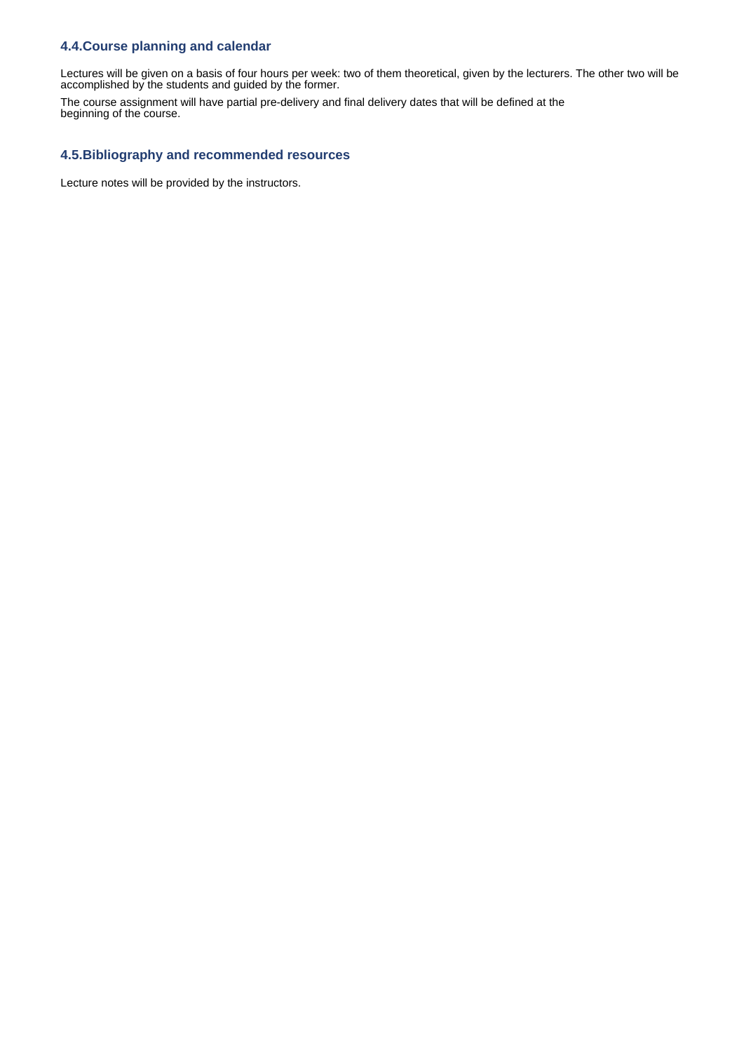### 4.4.Course planning and calendar

Lectures will be given on a basis of four hours per week: two of them theoretical, given by the lecturers. The other two will be accomplished by the students and guided by the former.

The course assignment will have partial pre-delivery and final delivery dates that will be defined at the beginning of the course.

### 4.5.Bibliography and recommended resources

Lecture notes will be provided by the instructors.